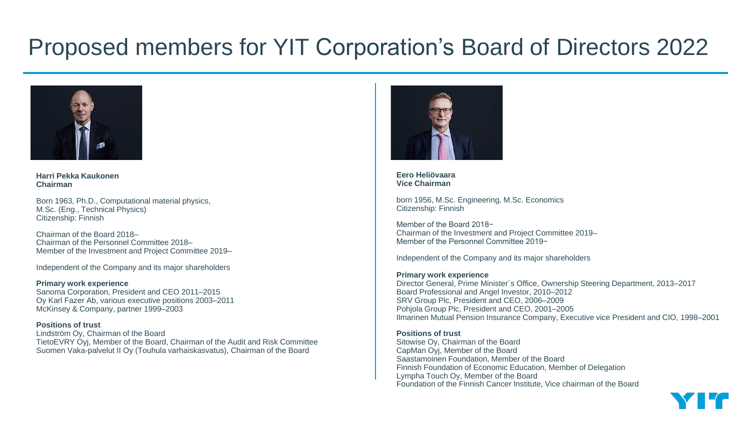# Proposed members for YIT Corporation's Board of Directors 2022

**Harri Pekka Kaukonen**
**Chairman**

Born 1963, Ph.D., Computational material physics,
M.Sc. (Eng., Technical Physics)
Citizenship: Finnish

Chairman of the Board 2018–
Chairman of the Personnel Committee 2018–
Member of the Investment and Project Committee 2019–

Independent of the Company and its major shareholders

**Primary work experience**
Sanoma Corporation, President and CEO 2011–2015
Oy Karl Fazer Ab, various executive positions 2003–2011
McKinsey & Company, partner 1999–2003

**Positions of trust**
Lindström Oy, Chairman of the Board
TietoEVRY Oyj, Member of the Board, Chairman of the Audit and Risk Committee
Suomen Vaka-palvelut II Oy (Touhula varhaiskasvatus), Chairman of the Board

**Eero Heliövaara**
**Vice Chairman**

born 1956, M.Sc. Engineering, M.Sc. Economics
Citizenship: Finnish

Member of the Board 2018–
Chairman of the Investment and Project Committee 2019–
Member of the Personnel Committee 2019–

Independent of the Company and its major shareholders

**Primary work experience**
Director General, Prime Minister´s Office, Ownership Steering Department, 2013–2017
Board Professional and Angel Investor, 2010–2012
SRV Group Plc, President and CEO, 2006–2009
Pohjola Group Plc, President and CEO, 2001–2005
Ilmarinen Mutual Pension Insurance Company, Executive vice President and CIO, 1998–2001

**Positions of trust**
Sitowise Oy, Chairman of the Board
CapMan Oyj, Member of the Board
Saastamoinen Foundation, Member of the Board
Finnish Foundation of Economic Education, Member of Delegation
Lympha Touch Oy, Member of the Board
Foundation of the Finnish Cancer Institute, Vice chairman of the Board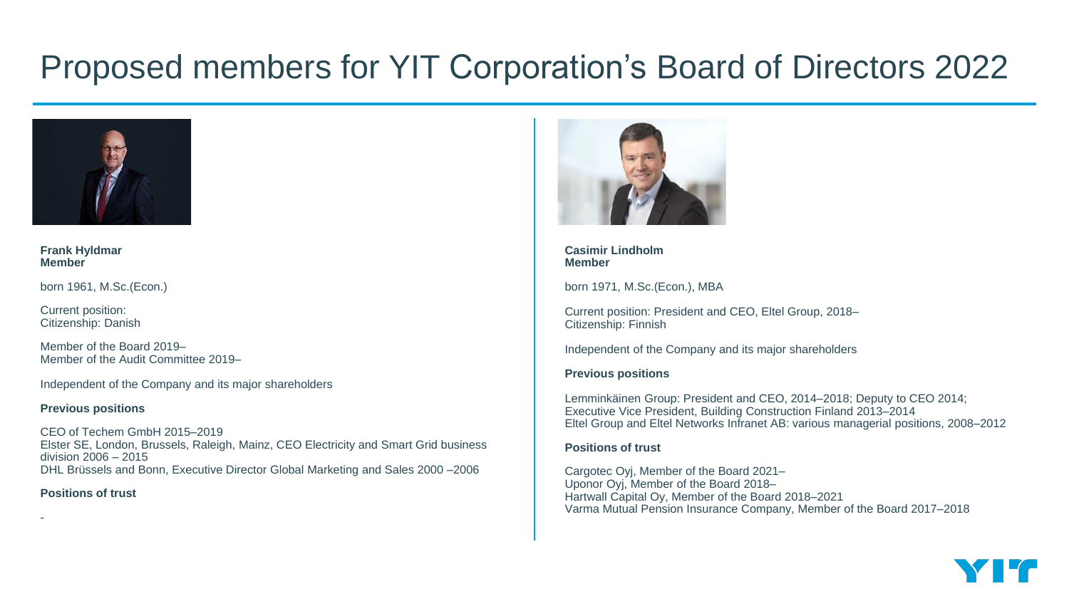# Proposed members for YIT Corporation's Board of Directors 2022

**Frank Hyldmar**
**Member**

born 1961, M.Sc.(Econ.)

Current position:
Citizenship: Danish

Member of the Board 2019–
Member of the Audit Committee 2019–

Independent of the Company and its major shareholders

**Previous positions**

CEO of Techem GmbH 2015–2019
Elster SE, London, Brussels, Raleigh, Mainz, CEO Electricity and Smart Grid business division 2006 – 2015
DHL Brüssels and Bonn, Executive Director Global Marketing and Sales 2000 –2006

**Positions of trust**

-

**Casimir Lindholm**
**Member**

born 1971, M.Sc.(Econ.), MBA

Current position: President and CEO, Eltel Group, 2018–
Citizenship: Finnish

Independent of the Company and its major shareholders

**Previous positions**

Lemminkäinen Group: President and CEO, 2014–2018; Deputy to CEO 2014; Executive Vice President, Building Construction Finland 2013–2014
Eltel Group and Eltel Networks Infranet AB: various managerial positions, 2008–2012

**Positions of trust**

Cargotec Oyj, Member of the Board 2021–
Uponor Oyj, Member of the Board 2018–
Hartwall Capital Oy, Member of the Board 2018–2021
Varma Mutual Pension Insurance Company, Member of the Board 2017–2018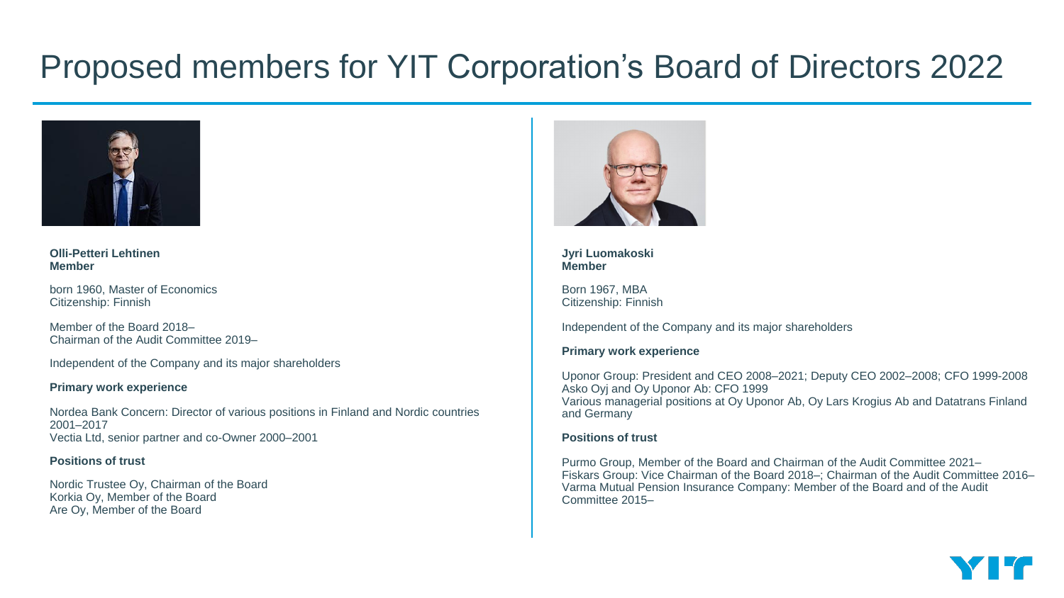# Proposed members for YIT Corporation's Board of Directors 2022

**Olli-Petteri Lehtinen**
**Member**

born 1960, Master of Economics
Citizenship: Finnish

Member of the Board 2018–
Chairman of the Audit Committee 2019–

Independent of the Company and its major shareholders

**Primary work experience**

Nordea Bank Concern: Director of various positions in Finland and Nordic countries 2001–2017
Vectia Ltd, senior partner and co-Owner 2000–2001

**Positions of trust**

Nordic Trustee Oy, Chairman of the Board
Korkia Oy, Member of the Board
Are Oy, Member of the Board

**Jyri Luomakoski**
**Member**

Born 1967, MBA
Citizenship: Finnish

Independent of the Company and its major shareholders

**Primary work experience**

Uponor Group: President and CEO 2008–2021; Deputy CEO 2002–2008; CFO 1999-2008
Asko Oyj and Oy Uponor Ab: CFO 1999
Various managerial positions at Oy Uponor Ab, Oy Lars Krogius Ab and Datatrans Finland and Germany

**Positions of trust**

Purmo Group, Member of the Board and Chairman of the Audit Committee 2021–
Fiskars Group: Vice Chairman of the Board 2018–; Chairman of the Audit Committee 2016–
Varma Mutual Pension Insurance Company: Member of the Board and of the Audit Committee 2015–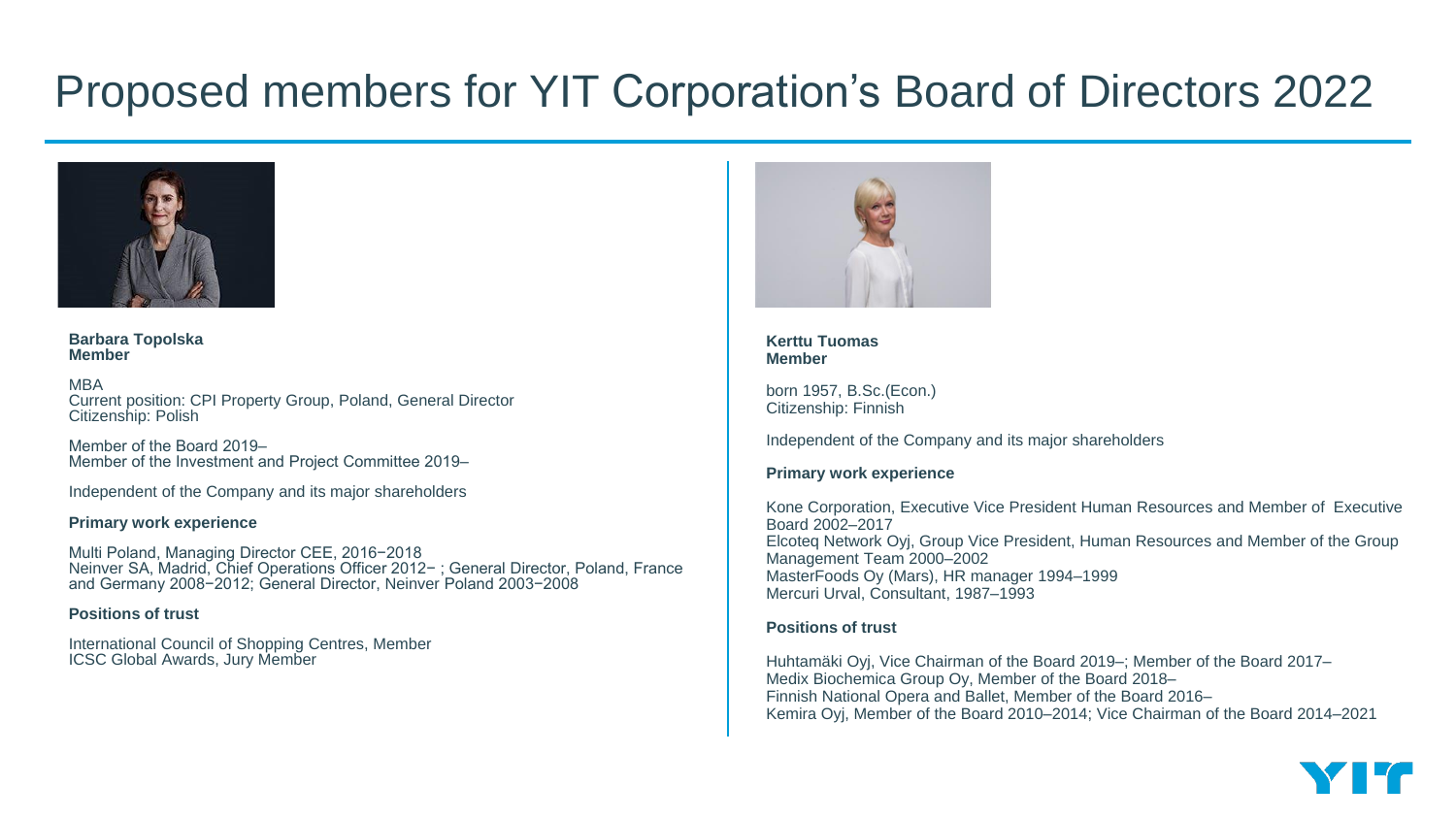# Proposed members for YIT Corporation's Board of Directors 2022

**Barbara Topolska**
**Member**

MBA
Current position: CPI Property Group, Poland, General Director
Citizenship: Polish

Member of the Board 2019–
Member of the Investment and Project Committee 2019–

Independent of the Company and its major shareholders

**Primary work experience**

Multi Poland, Managing Director CEE, 2016−2018
Neinver SA, Madrid, Chief Operations Officer 2012− ; General Director, Poland, France and Germany 2008−2012; General Director, Neinver Poland 2003−2008

**Positions of trust**

International Council of Shopping Centres, Member
ICSC Global Awards, Jury Member

**Kerttu Tuomas**
**Member**

born 1957, B.Sc.(Econ.)
Citizenship: Finnish

Independent of the Company and its major shareholders

**Primary work experience**

Kone Corporation, Executive Vice President Human Resources and Member of Executive Board 2002–2017
Elcoteq Network Oyj, Group Vice President, Human Resources and Member of the Group Management Team 2000–2002
MasterFoods Oy (Mars), HR manager 1994–1999
Mercuri Urval, Consultant, 1987–1993

**Positions of trust**

Huhtamäki Oyj, Vice Chairman of the Board 2019–; Member of the Board 2017–
Medix Biochemica Group Oy, Member of the Board 2018–
Finnish National Opera and Ballet, Member of the Board 2016–
Kemira Oyj, Member of the Board 2010–2014; Vice Chairman of the Board 2014–2021